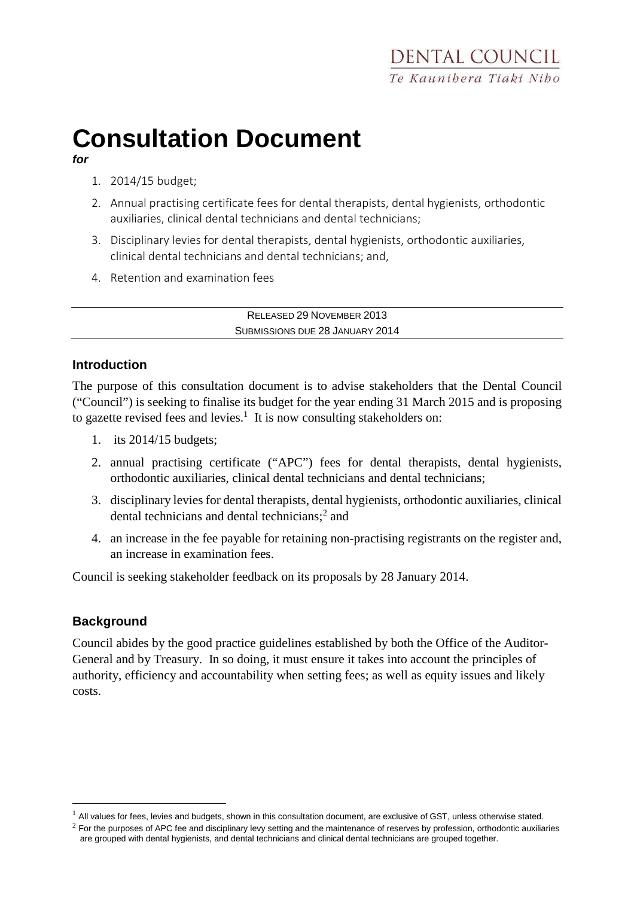DENTAL COUNCIL
*Te Kaunihera Tiaki Niho*

# Consultation Document

***for***

1. 2014/15 budget;
2. Annual practising certificate fees for dental therapists, dental hygienists, orthodontic auxiliaries, clinical dental technicians and dental technicians;
3. Disciplinary levies for dental therapists, dental hygienists, orthodontic auxiliaries, clinical dental technicians and dental technicians; and,
4. Retention and examination fees

---

RELEASED 29 NOVEMBER 2013

SUBMISSIONS DUE 28 JANUARY 2014

---

## Introduction

The purpose of this consultation document is to advise stakeholders that the Dental Council ("Council") is seeking to finalise its budget for the year ending 31 March 2015 and is proposing to gazette revised fees and levies.[1] It is now consulting stakeholders on:

1. its 2014/15 budgets;
2. annual practising certificate ("APC") fees for dental therapists, dental hygienists, orthodontic auxiliaries, clinical dental technicians and dental technicians;
3. disciplinary levies for dental therapists, dental hygienists, orthodontic auxiliaries, clinical dental technicians and dental technicians;[2] and
4. an increase in the fee payable for retaining non-practising registrants on the register and, an increase in examination fees.

Council is seeking stakeholder feedback on its proposals by 28 January 2014.

## Background

Council abides by the good practice guidelines established by both the Office of the Auditor-General and by Treasury. In so doing, it must ensure it takes into account the principles of authority, efficiency and accountability when setting fees; as well as equity issues and likely costs.

---

[1] All values for fees, levies and budgets, shown in this consultation document, are exclusive of GST, unless otherwise stated.

[2] For the purposes of APC fee and disciplinary levy setting and the maintenance of reserves by profession, orthodontic auxiliaries are grouped with dental hygienists, and dental technicians and clinical dental technicians are grouped together.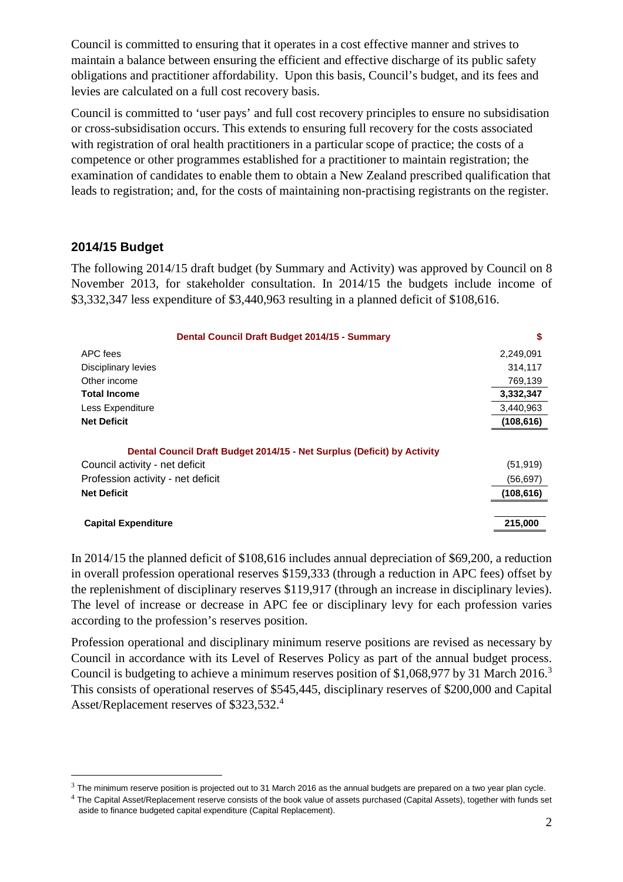Council is committed to ensuring that it operates in a cost effective manner and strives to maintain a balance between ensuring the efficient and effective discharge of its public safety obligations and practitioner affordability. Upon this basis, Council's budget, and its fees and levies are calculated on a full cost recovery basis.

Council is committed to 'user pays' and full cost recovery principles to ensure no subsidisation or cross-subsidisation occurs. This extends to ensuring full recovery for the costs associated with registration of oral health practitioners in a particular scope of practice; the costs of a competence or other programmes established for a practitioner to maintain registration; the examination of candidates to enable them to obtain a New Zealand prescribed qualification that leads to registration; and, for the costs of maintaining non-practising registrants on the register.

## 2014/15 Budget

The following 2014/15 draft budget (by Summary and Activity) was approved by Council on 8 November 2013, for stakeholder consultation. In 2014/15 the budgets include income of $3,332,347 less expenditure of $3,440,963 resulting in a planned deficit of $108,616.

| Dental Council Draft Budget 2014/15 - Summary | $ |
|---|---|
| APC fees | 2,249,091 |
| Disciplinary levies | 314,117 |
| Other income | 769,139 |
| **Total Income** | **3,332,347** |
| Less Expenditure | 3,440,963 |
| **Net Deficit** | **(108,616)** |
| **Dental Council Draft Budget 2014/15 - Net Surplus (Deficit) by Activity** | |
| Council activity - net deficit | (51,919) |
| Profession activity - net deficit | (56,697) |
| **Net Deficit** | **(108,616)** |
| **Capital Expenditure** | **215,000** |

In 2014/15 the planned deficit of $108,616 includes annual depreciation of $69,200, a reduction in overall profession operational reserves $159,333 (through a reduction in APC fees) offset by the replenishment of disciplinary reserves $119,917 (through an increase in disciplinary levies). The level of increase or decrease in APC fee or disciplinary levy for each profession varies according to the profession's reserves position.

Profession operational and disciplinary minimum reserve positions are revised as necessary by Council in accordance with its Level of Reserves Policy as part of the annual budget process. Council is budgeting to achieve a minimum reserves position of $1,068,977 by 31 March 2016.[3] This consists of operational reserves of $545,445, disciplinary reserves of $200,000 and Capital Asset/Replacement reserves of $323,532.[4]

[3] The minimum reserve position is projected out to 31 March 2016 as the annual budgets are prepared on a two year plan cycle.

[4] The Capital Asset/Replacement reserve consists of the book value of assets purchased (Capital Assets), together with funds set aside to finance budgeted capital expenditure (Capital Replacement).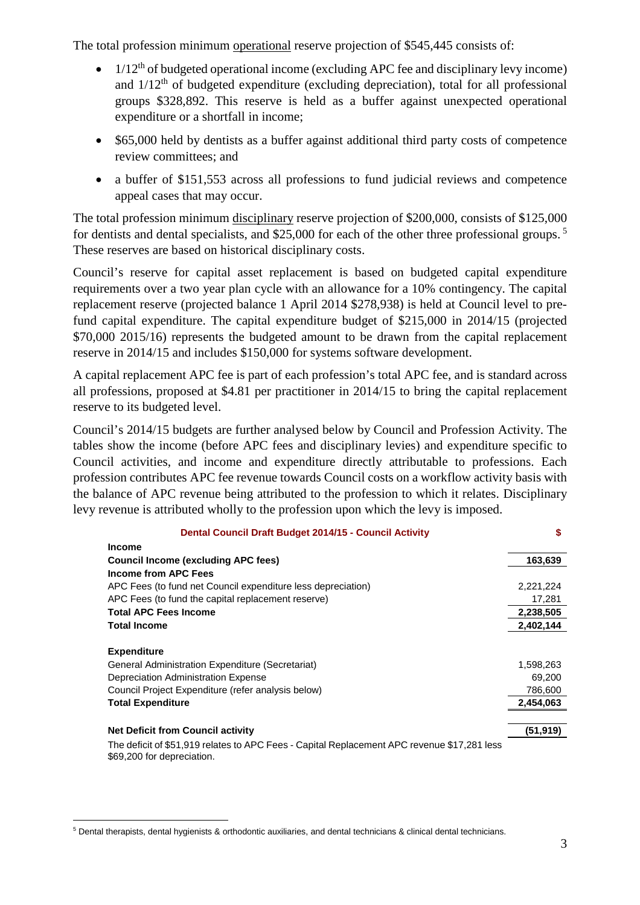The total profession minimum <u>operational</u> reserve projection of $545,445 consists of:

- 1/12th of budgeted operational income (excluding APC fee and disciplinary levy income) and 1/12th of budgeted expenditure (excluding depreciation), total for all professional groups $328,892. This reserve is held as a buffer against unexpected operational expenditure or a shortfall in income;
- $65,000 held by dentists as a buffer against additional third party costs of competence review committees; and
- a buffer of $151,553 across all professions to fund judicial reviews and competence appeal cases that may occur.

The total profession minimum <u>disciplinary</u> reserve projection of $200,000, consists of $125,000 for dentists and dental specialists, and $25,000 for each of the other three professional groups. [5] These reserves are based on historical disciplinary costs.

Council's reserve for capital asset replacement is based on budgeted capital expenditure requirements over a two year plan cycle with an allowance for a 10% contingency. The capital replacement reserve (projected balance 1 April 2014 $278,938) is held at Council level to pre-fund capital expenditure. The capital expenditure budget of $215,000 in 2014/15 (projected $70,000 2015/16) represents the budgeted amount to be drawn from the capital replacement reserve in 2014/15 and includes $150,000 for systems software development.

A capital replacement APC fee is part of each profession's total APC fee, and is standard across all professions, proposed at $4.81 per practitioner in 2014/15 to bring the capital replacement reserve to its budgeted level.

Council's 2014/15 budgets are further analysed below by Council and Profession Activity. The tables show the income (before APC fees and disciplinary levies) and expenditure specific to Council activities, and income and expenditure directly attributable to professions. Each profession contributes APC fee revenue towards Council costs on a workflow activity basis with the balance of APC revenue being attributed to the profession to which it relates. Disciplinary levy revenue is attributed wholly to the profession upon which the levy is imposed.

| Dental Council Draft Budget 2014/15 - Council Activity | $ |
|---|---|
| **Income** | |
| **Council Income (excluding APC fees)** | **163,639** |
| **Income from APC Fees** | |
| APC Fees (to fund net Council expenditure less depreciation) | 2,221,224 |
| APC Fees (to fund the capital replacement reserve) | 17,281 |
| **Total APC Fees Income** | **2,238,505** |
| **Total Income** | **2,402,144** |
| | |
| **Expenditure** | |
| General Administration Expenditure (Secretariat) | 1,598,263 |
| Depreciation Administration Expense | 69,200 |
| Council Project Expenditure (refer analysis below) | 786,600 |
| **Total Expenditure** | **2,454,063** |
| | |
| **Net Deficit from Council activity** | **(51,919)** |

The deficit of $51,919 relates to APC Fees - Capital Replacement APC revenue $17,281 less $69,200 for depreciation.

[5] Dental therapists, dental hygienists & orthodontic auxiliaries, and dental technicians & clinical dental technicians.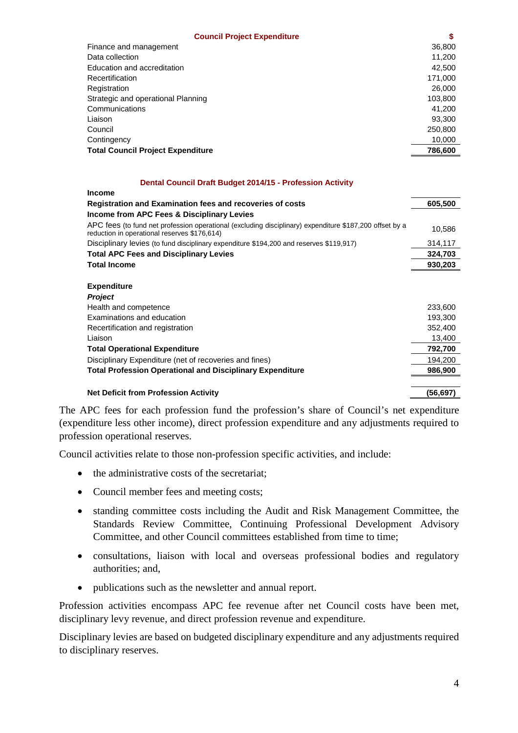| Council Project Expenditure | $ |
|---|---|
| Finance and management | 36,800 |
| Data collection | 11,200 |
| Education and accreditation | 42,500 |
| Recertification | 171,000 |
| Registration | 26,000 |
| Strategic and operational Planning | 103,800 |
| Communications | 41,200 |
| Liaison | 93,300 |
| Council | 250,800 |
| Contingency | 10,000 |
| **Total Council Project Expenditure** | **786,600** |

**Dental Council Draft Budget 2014/15 - Profession Activity**

| | |
|---|---|
| **Income** | |
| **Registration and Examination fees and recoveries of costs** | **605,500** |
| **Income from APC Fees & Disciplinary Levies** | |
| APC fees (to fund net profession operational (excluding disciplinary) expenditure $187,200 offset by a reduction in operational reserves $176,614) | 10,586 |
| Disciplinary levies (to fund disciplinary expenditure $194,200 and reserves $119,917) | 314,117 |
| **Total APC Fees and Disciplinary Levies** | **324,703** |
| **Total Income** | **930,203** |
| | |
| **Expenditure** | |
| ***Project*** | |
| Health and competence | 233,600 |
| Examinations and education | 193,300 |
| Recertification and registration | 352,400 |
| Liaison | 13,400 |
| **Total Operational Expenditure** | **792,700** |
| Disciplinary Expenditure (net of recoveries and fines) | 194,200 |
| **Total Profession Operational and Disciplinary Expenditure** | **986,900** |
| | |
| **Net Deficit from Profession Activity** | **(56,697)** |

The APC fees for each profession fund the profession's share of Council's net expenditure (expenditure less other income), direct profession expenditure and any adjustments required to profession operational reserves.

Council activities relate to those non-profession specific activities, and include:

- the administrative costs of the secretariat;
- Council member fees and meeting costs;
- standing committee costs including the Audit and Risk Management Committee, the Standards Review Committee, Continuing Professional Development Advisory Committee, and other Council committees established from time to time;
- consultations, liaison with local and overseas professional bodies and regulatory authorities; and,
- publications such as the newsletter and annual report.

Profession activities encompass APC fee revenue after net Council costs have been met, disciplinary levy revenue, and direct profession revenue and expenditure.

Disciplinary levies are based on budgeted disciplinary expenditure and any adjustments required to disciplinary reserves.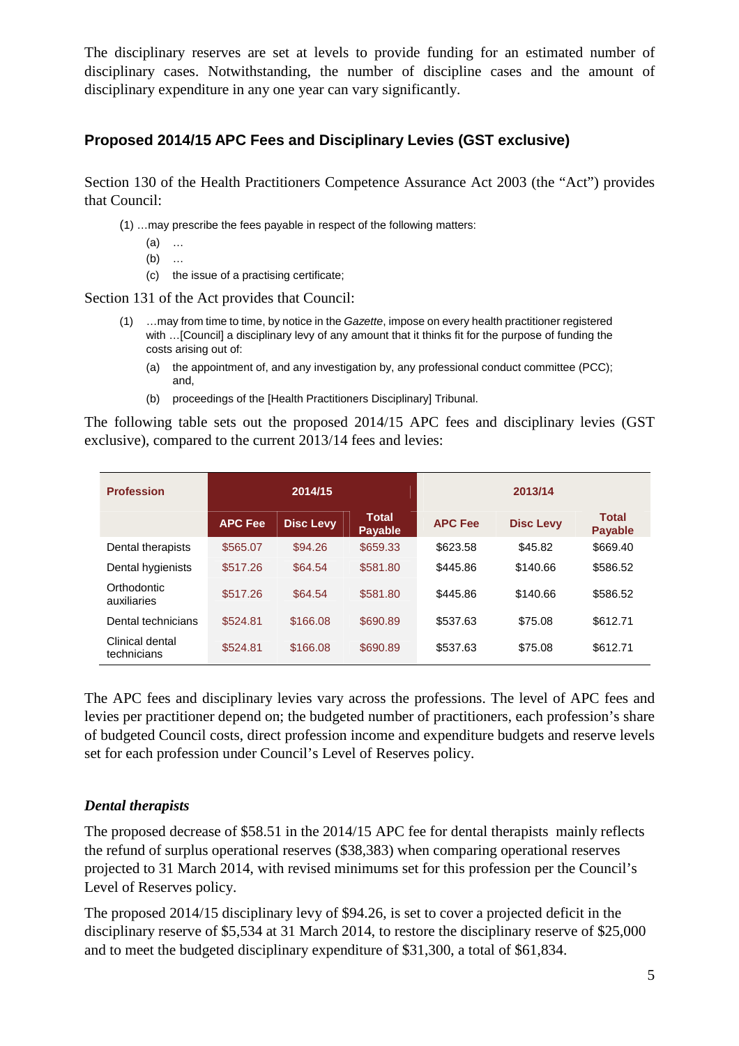The disciplinary reserves are set at levels to provide funding for an estimated number of disciplinary cases. Notwithstanding, the number of discipline cases and the amount of disciplinary expenditure in any one year can vary significantly.

### Proposed 2014/15 APC Fees and Disciplinary Levies (GST exclusive)

Section 130 of the Health Practitioners Competence Assurance Act 2003 (the "Act") provides that Council:

(1) …may prescribe the fees payable in respect of the following matters:

- (a) …
- (b) …
- (c) the issue of a practising certificate;

Section 131 of the Act provides that Council:

(1) …may from time to time, by notice in the *Gazette*, impose on every health practitioner registered with …[Council] a disciplinary levy of any amount that it thinks fit for the purpose of funding the costs arising out of:

- (a) the appointment of, and any investigation by, any professional conduct committee (PCC); and,
- (b) proceedings of the [Health Practitioners Disciplinary] Tribunal.

The following table sets out the proposed 2014/15 APC fees and disciplinary levies (GST exclusive), compared to the current 2013/14 fees and levies:

| Profession | 2014/15 | | | 2013/14 | | |
|---|---|---|---|---|---|---|
| | APC Fee | Disc Levy | Total Payable | APC Fee | Disc Levy | Total Payable |
| Dental therapists | $565.07 | $94.26 | $659.33 | $623.58 | $45.82 | $669.40 |
| Dental hygienists | $517.26 | $64.54 | $581.80 | $445.86 | $140.66 | $586.52 |
| Orthodontic auxiliaries | $517.26 | $64.54 | $581.80 | $445.86 | $140.66 | $586.52 |
| Dental technicians | $524.81 | $166.08 | $690.89 | $537.63 | $75.08 | $612.71 |
| Clinical dental technicians | $524.81 | $166.08 | $690.89 | $537.63 | $75.08 | $612.71 |

The APC fees and disciplinary levies vary across the professions. The level of APC fees and levies per practitioner depend on; the budgeted number of practitioners, each profession's share of budgeted Council costs, direct profession income and expenditure budgets and reserve levels set for each profession under Council's Level of Reserves policy.

#### *Dental therapists*

The proposed decrease of $58.51 in the 2014/15 APC fee for dental therapists mainly reflects the refund of surplus operational reserves ($38,383) when comparing operational reserves projected to 31 March 2014, with revised minimums set for this profession per the Council's Level of Reserves policy.

The proposed 2014/15 disciplinary levy of $94.26, is set to cover a projected deficit in the disciplinary reserve of $5,534 at 31 March 2014, to restore the disciplinary reserve of $25,000 and to meet the budgeted disciplinary expenditure of $31,300, a total of $61,834.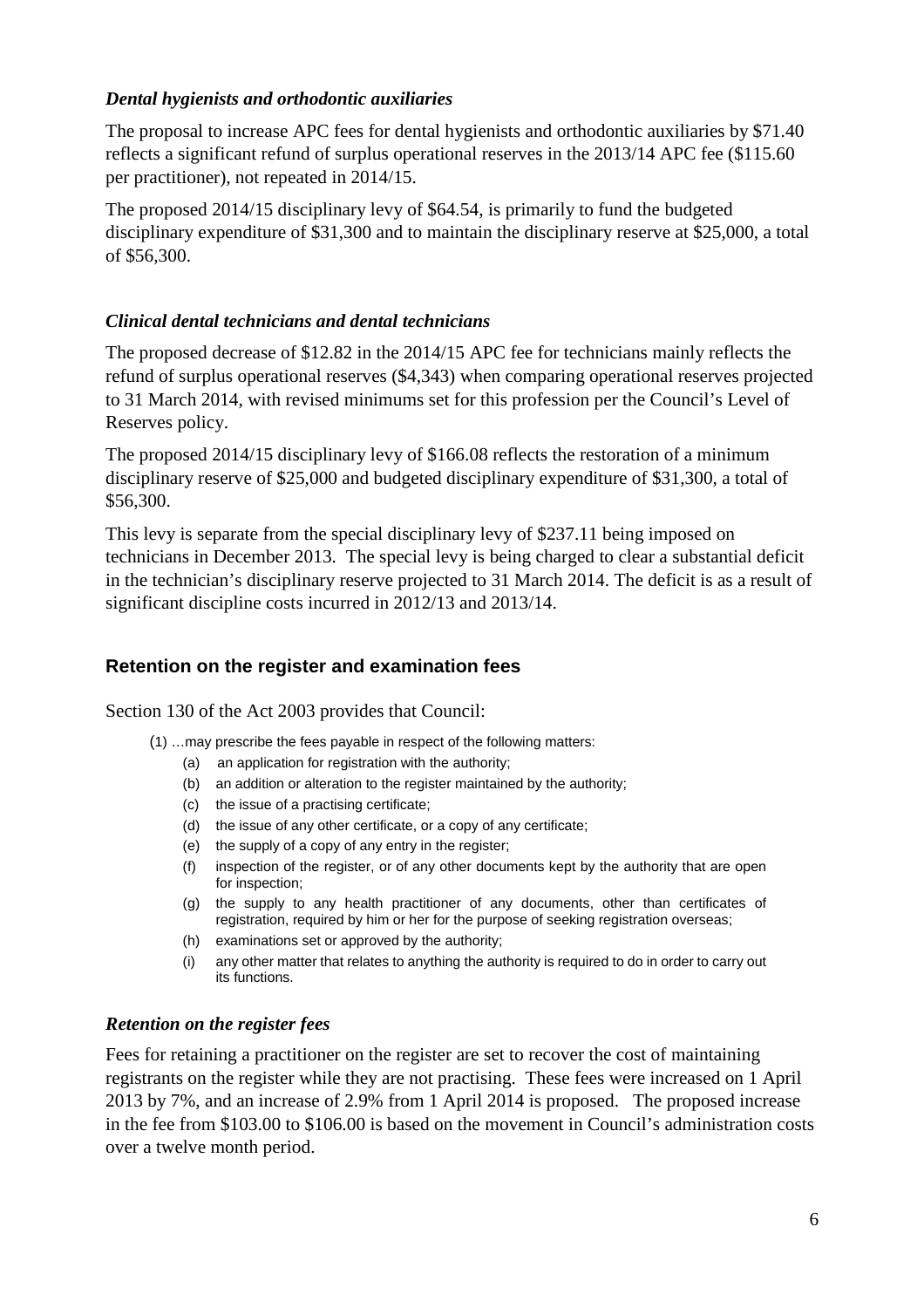### *Dental hygienists and orthodontic auxiliaries*

The proposal to increase APC fees for dental hygienists and orthodontic auxiliaries by $71.40 reflects a significant refund of surplus operational reserves in the 2013/14 APC fee ($115.60 per practitioner), not repeated in 2014/15.

The proposed 2014/15 disciplinary levy of $64.54, is primarily to fund the budgeted disciplinary expenditure of $31,300 and to maintain the disciplinary reserve at $25,000, a total of $56,300.

### *Clinical dental technicians and dental technicians*

The proposed decrease of $12.82 in the 2014/15 APC fee for technicians mainly reflects the refund of surplus operational reserves ($4,343) when comparing operational reserves projected to 31 March 2014, with revised minimums set for this profession per the Council's Level of Reserves policy.

The proposed 2014/15 disciplinary levy of $166.08 reflects the restoration of a minimum disciplinary reserve of $25,000 and budgeted disciplinary expenditure of $31,300, a total of $56,300.

This levy is separate from the special disciplinary levy of $237.11 being imposed on technicians in December 2013. The special levy is being charged to clear a substantial deficit in the technician's disciplinary reserve projected to 31 March 2014. The deficit is as a result of significant discipline costs incurred in 2012/13 and 2013/14.

## Retention on the register and examination fees

Section 130 of the Act 2003 provides that Council:

> (1) …may prescribe the fees payable in respect of the following matters:
> - (a) an application for registration with the authority;
> - (b) an addition or alteration to the register maintained by the authority;
> - (c) the issue of a practising certificate;
> - (d) the issue of any other certificate, or a copy of any certificate;
> - (e) the supply of a copy of any entry in the register;
> - (f) inspection of the register, or of any other documents kept by the authority that are open for inspection;
> - (g) the supply to any health practitioner of any documents, other than certificates of registration, required by him or her for the purpose of seeking registration overseas;
> - (h) examinations set or approved by the authority;
> - (i) any other matter that relates to anything the authority is required to do in order to carry out its functions.

### *Retention on the register fees*

Fees for retaining a practitioner on the register are set to recover the cost of maintaining registrants on the register while they are not practising. These fees were increased on 1 April 2013 by 7%, and an increase of 2.9% from 1 April 2014 is proposed. The proposed increase in the fee from $103.00 to $106.00 is based on the movement in Council's administration costs over a twelve month period.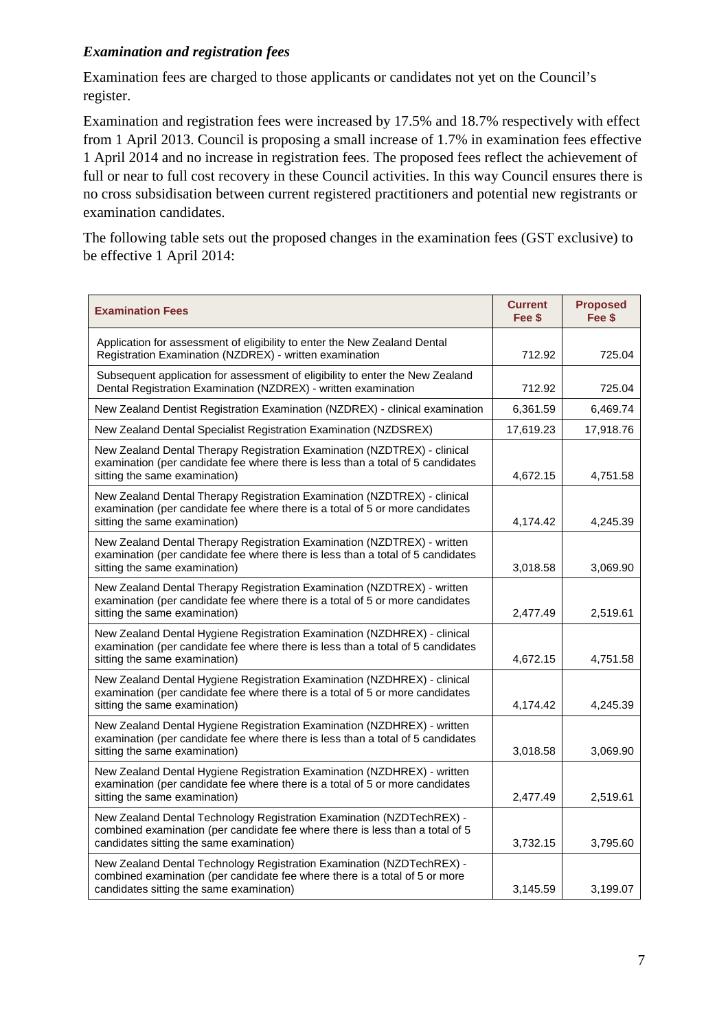### *Examination and registration fees*

Examination fees are charged to those applicants or candidates not yet on the Council's register.

Examination and registration fees were increased by 17.5% and 18.7% respectively with effect from 1 April 2013. Council is proposing a small increase of 1.7% in examination fees effective 1 April 2014 and no increase in registration fees. The proposed fees reflect the achievement of full or near to full cost recovery in these Council activities. In this way Council ensures there is no cross subsidisation between current registered practitioners and potential new registrants or examination candidates.

The following table sets out the proposed changes in the examination fees (GST exclusive) to be effective 1 April 2014:

| Examination Fees | Current Fee $ | Proposed Fee $ |
|---|---|---|
| Application for assessment of eligibility to enter the New Zealand Dental Registration Examination (NZDREX) - written examination | 712.92 | 725.04 |
| Subsequent application for assessment of eligibility to enter the New Zealand Dental Registration Examination (NZDREX) - written examination | 712.92 | 725.04 |
| New Zealand Dentist Registration Examination (NZDREX) - clinical examination | 6,361.59 | 6,469.74 |
| New Zealand Dental Specialist Registration Examination (NZDSREX) | 17,619.23 | 17,918.76 |
| New Zealand Dental Therapy Registration Examination (NZDTREX) - clinical examination (per candidate fee where there is less than a total of 5 candidates sitting the same examination) | 4,672.15 | 4,751.58 |
| New Zealand Dental Therapy Registration Examination (NZDTREX) - clinical examination (per candidate fee where there is a total of 5 or more candidates sitting the same examination) | 4,174.42 | 4,245.39 |
| New Zealand Dental Therapy Registration Examination (NZDTREX) - written examination (per candidate fee where there is less than a total of 5 candidates sitting the same examination) | 3,018.58 | 3,069.90 |
| New Zealand Dental Therapy Registration Examination (NZDTREX) - written examination (per candidate fee where there is a total of 5 or more candidates sitting the same examination) | 2,477.49 | 2,519.61 |
| New Zealand Dental Hygiene Registration Examination (NZDHREX) - clinical examination (per candidate fee where there is less than a total of 5 candidates sitting the same examination) | 4,672.15 | 4,751.58 |
| New Zealand Dental Hygiene Registration Examination (NZDHREX) - clinical examination (per candidate fee where there is a total of 5 or more candidates sitting the same examination) | 4,174.42 | 4,245.39 |
| New Zealand Dental Hygiene Registration Examination (NZDHREX) - written examination (per candidate fee where there is less than a total of 5 candidates sitting the same examination) | 3,018.58 | 3,069.90 |
| New Zealand Dental Hygiene Registration Examination (NZDHREX) - written examination (per candidate fee where there is a total of 5 or more candidates sitting the same examination) | 2,477.49 | 2,519.61 |
| New Zealand Dental Technology Registration Examination (NZDTechREX) - combined examination (per candidate fee where there is less than a total of 5 candidates sitting the same examination) | 3,732.15 | 3,795.60 |
| New Zealand Dental Technology Registration Examination (NZDTechREX) - combined examination (per candidate fee where there is a total of 5 or more candidates sitting the same examination) | 3,145.59 | 3,199.07 |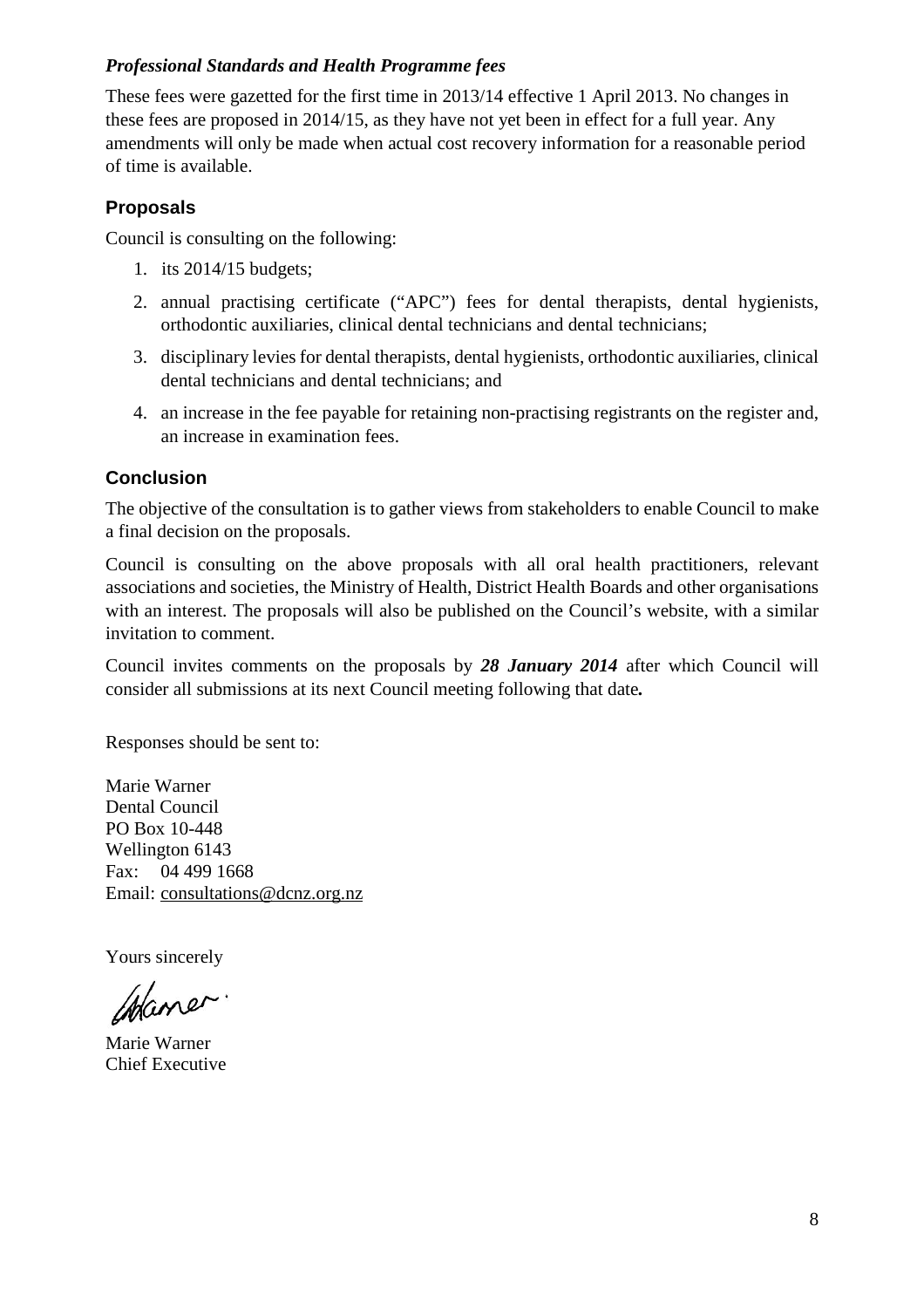### *Professional Standards and Health Programme fees*

These fees were gazetted for the first time in 2013/14 effective 1 April 2013. No changes in these fees are proposed in 2014/15, as they have not yet been in effect for a full year. Any amendments will only be made when actual cost recovery information for a reasonable period of time is available.

## Proposals

Council is consulting on the following:

1. its 2014/15 budgets;
2. annual practising certificate ("APC") fees for dental therapists, dental hygienists, orthodontic auxiliaries, clinical dental technicians and dental technicians;
3. disciplinary levies for dental therapists, dental hygienists, orthodontic auxiliaries, clinical dental technicians and dental technicians; and
4. an increase in the fee payable for retaining non-practising registrants on the register and, an increase in examination fees.

## Conclusion

The objective of the consultation is to gather views from stakeholders to enable Council to make a final decision on the proposals.

Council is consulting on the above proposals with all oral health practitioners, relevant associations and societies, the Ministry of Health, District Health Boards and other organisations with an interest. The proposals will also be published on the Council's website, with a similar invitation to comment.

Council invites comments on the proposals by ***28 January 2014*** after which Council will consider all submissions at its next Council meeting following that date***.***

Responses should be sent to:

Marie Warner  
Dental Council  
PO Box 10-448  
Wellington 6143  
Fax: 04 499 1668  
Email: consultations@dcnz.org.nz

Yours sincerely

Marie Warner  
Chief Executive